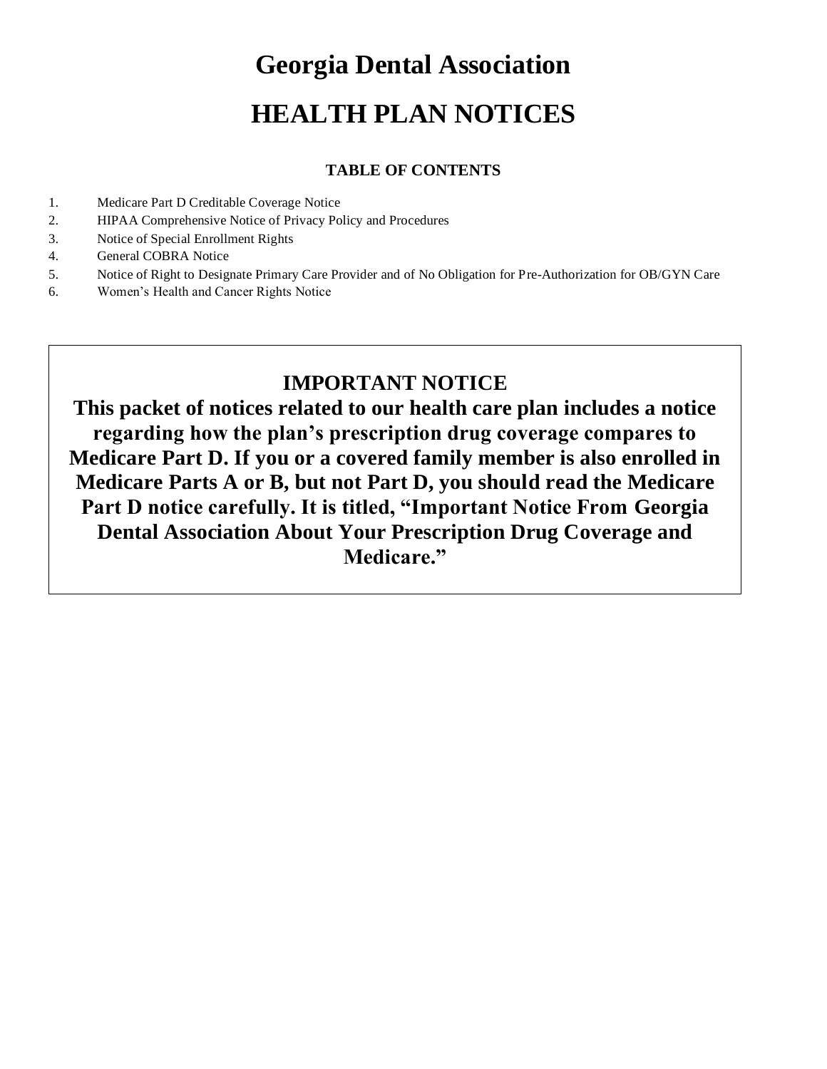# Georgia Dental Association

# HEALTH PLAN NOTICES

**TABLE OF CONTENTS**

1. Medicare Part D Creditable Coverage Notice
2. HIPAA Comprehensive Notice of Privacy Policy and Procedures
3. Notice of Special Enrollment Rights
4. General COBRA Notice
5. Notice of Right to Designate Primary Care Provider and of No Obligation for Pre-Authorization for OB/GYN Care
6. Women's Health and Cancer Rights Notice

## IMPORTANT NOTICE

**This packet of notices related to our health care plan includes a notice regarding how the plan's prescription drug coverage compares to Medicare Part D. If you or a covered family member is also enrolled in Medicare Parts A or B, but not Part D, you should read the Medicare Part D notice carefully. It is titled, "Important Notice From Georgia Dental Association About Your Prescription Drug Coverage and Medicare."**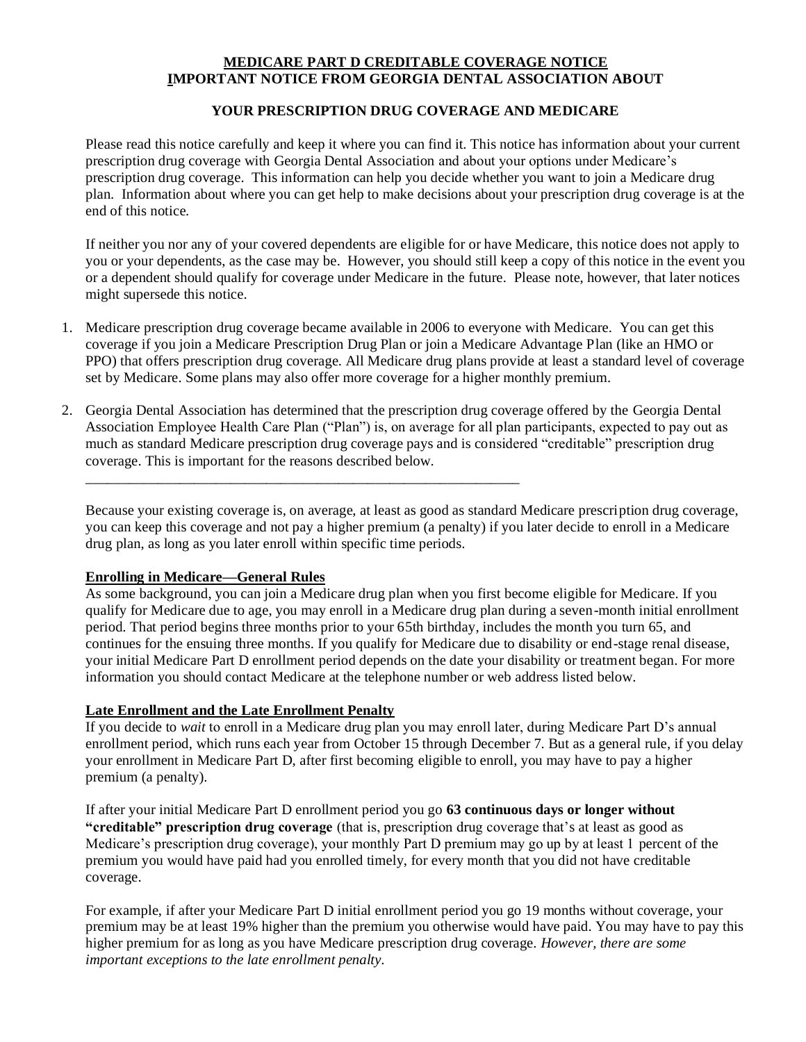**MEDICARE PART D CREDITABLE COVERAGE NOTICE**
**IMPORTANT NOTICE FROM GEORGIA DENTAL ASSOCIATION ABOUT**

**YOUR PRESCRIPTION DRUG COVERAGE AND MEDICARE**

Please read this notice carefully and keep it where you can find it. This notice has information about your current prescription drug coverage with Georgia Dental Association and about your options under Medicare's prescription drug coverage. This information can help you decide whether you want to join a Medicare drug plan. Information about where you can get help to make decisions about your prescription drug coverage is at the end of this notice.

If neither you nor any of your covered dependents are eligible for or have Medicare, this notice does not apply to you or your dependents, as the case may be. However, you should still keep a copy of this notice in the event you or a dependent should qualify for coverage under Medicare in the future. Please note, however, that later notices might supersede this notice.

1. Medicare prescription drug coverage became available in 2006 to everyone with Medicare. You can get this coverage if you join a Medicare Prescription Drug Plan or join a Medicare Advantage Plan (like an HMO or PPO) that offers prescription drug coverage. All Medicare drug plans provide at least a standard level of coverage set by Medicare. Some plans may also offer more coverage for a higher monthly premium.

2. Georgia Dental Association has determined that the prescription drug coverage offered by the Georgia Dental Association Employee Health Care Plan ("Plan") is, on average for all plan participants, expected to pay out as much as standard Medicare prescription drug coverage pays and is considered "creditable" prescription drug coverage. This is important for the reasons described below.

---

Because your existing coverage is, on average, at least as good as standard Medicare prescription drug coverage, you can keep this coverage and not pay a higher premium (a penalty) if you later decide to enroll in a Medicare drug plan, as long as you later enroll within specific time periods.

**Enrolling in Medicare—General Rules**

As some background, you can join a Medicare drug plan when you first become eligible for Medicare. If you qualify for Medicare due to age, you may enroll in a Medicare drug plan during a seven-month initial enrollment period. That period begins three months prior to your 65th birthday, includes the month you turn 65, and continues for the ensuing three months. If you qualify for Medicare due to disability or end-stage renal disease, your initial Medicare Part D enrollment period depends on the date your disability or treatment began. For more information you should contact Medicare at the telephone number or web address listed below.

**Late Enrollment and the Late Enrollment Penalty**

If you decide to *wait* to enroll in a Medicare drug plan you may enroll later, during Medicare Part D's annual enrollment period, which runs each year from October 15 through December 7. But as a general rule, if you delay your enrollment in Medicare Part D, after first becoming eligible to enroll, you may have to pay a higher premium (a penalty).

If after your initial Medicare Part D enrollment period you go **63 continuous days or longer without "creditable" prescription drug coverage** (that is, prescription drug coverage that's at least as good as Medicare's prescription drug coverage), your monthly Part D premium may go up by at least 1 percent of the premium you would have paid had you enrolled timely, for every month that you did not have creditable coverage.

For example, if after your Medicare Part D initial enrollment period you go 19 months without coverage, your premium may be at least 19% higher than the premium you otherwise would have paid. You may have to pay this higher premium for as long as you have Medicare prescription drug coverage. *However, there are some important exceptions to the late enrollment penalty.*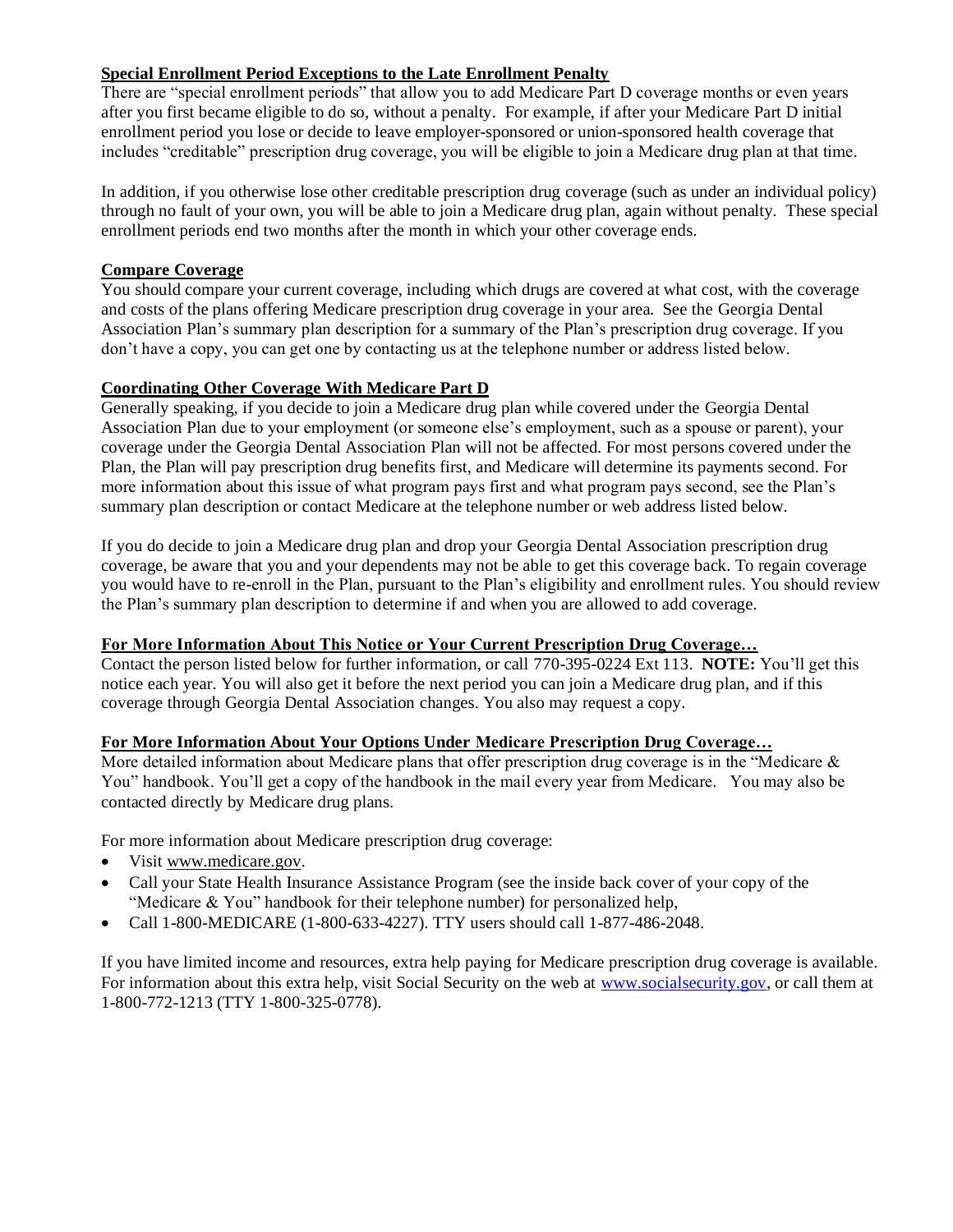## Special Enrollment Period Exceptions to the Late Enrollment Penalty

There are "special enrollment periods" that allow you to add Medicare Part D coverage months or even years after you first became eligible to do so, without a penalty. For example, if after your Medicare Part D initial enrollment period you lose or decide to leave employer-sponsored or union-sponsored health coverage that includes "creditable" prescription drug coverage, you will be eligible to join a Medicare drug plan at that time.

In addition, if you otherwise lose other creditable prescription drug coverage (such as under an individual policy) through no fault of your own, you will be able to join a Medicare drug plan, again without penalty. These special enrollment periods end two months after the month in which your other coverage ends.

## Compare Coverage

You should compare your current coverage, including which drugs are covered at what cost, with the coverage and costs of the plans offering Medicare prescription drug coverage in your area. See the Georgia Dental Association Plan's summary plan description for a summary of the Plan's prescription drug coverage. If you don't have a copy, you can get one by contacting us at the telephone number or address listed below.

## Coordinating Other Coverage With Medicare Part D

Generally speaking, if you decide to join a Medicare drug plan while covered under the Georgia Dental Association Plan due to your employment (or someone else's employment, such as a spouse or parent), your coverage under the Georgia Dental Association Plan will not be affected. For most persons covered under the Plan, the Plan will pay prescription drug benefits first, and Medicare will determine its payments second. For more information about this issue of what program pays first and what program pays second, see the Plan's summary plan description or contact Medicare at the telephone number or web address listed below.

If you do decide to join a Medicare drug plan and drop your Georgia Dental Association prescription drug coverage, be aware that you and your dependents may not be able to get this coverage back. To regain coverage you would have to re-enroll in the Plan, pursuant to the Plan's eligibility and enrollment rules. You should review the Plan's summary plan description to determine if and when you are allowed to add coverage.

## For More Information About This Notice or Your Current Prescription Drug Coverage…

Contact the person listed below for further information, or call 770-395-0224 Ext 113. **NOTE:** You'll get this notice each year. You will also get it before the next period you can join a Medicare drug plan, and if this coverage through Georgia Dental Association changes. You also may request a copy.

## For More Information About Your Options Under Medicare Prescription Drug Coverage…

More detailed information about Medicare plans that offer prescription drug coverage is in the "Medicare & You" handbook. You'll get a copy of the handbook in the mail every year from Medicare. You may also be contacted directly by Medicare drug plans.

For more information about Medicare prescription drug coverage:

- Visit www.medicare.gov.
- Call your State Health Insurance Assistance Program (see the inside back cover of your copy of the "Medicare & You" handbook for their telephone number) for personalized help,
- Call 1-800-MEDICARE (1-800-633-4227). TTY users should call 1-877-486-2048.

If you have limited income and resources, extra help paying for Medicare prescription drug coverage is available. For information about this extra help, visit Social Security on the web at www.socialsecurity.gov, or call them at 1-800-772-1213 (TTY 1-800-325-0778).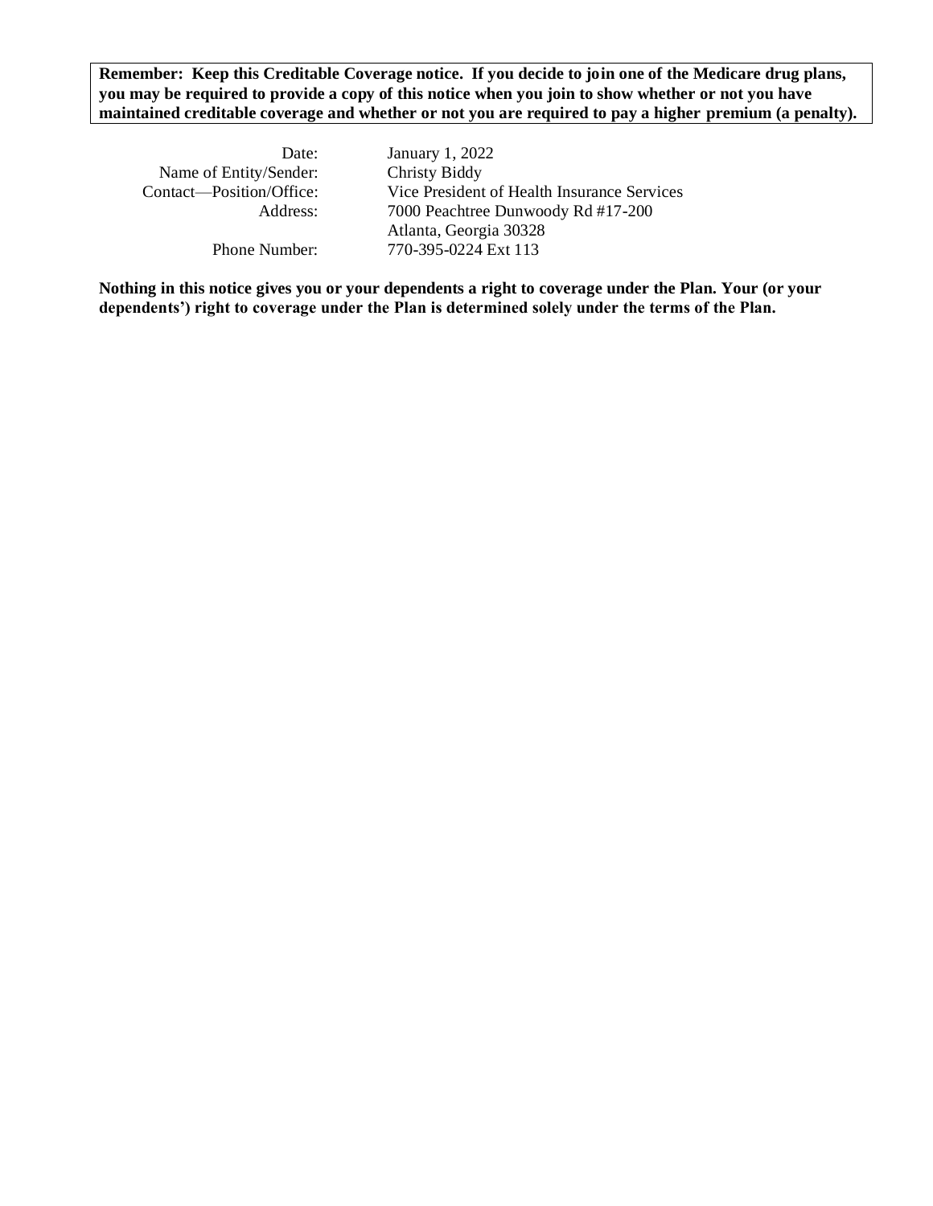**Remember: Keep this Creditable Coverage notice. If you decide to join one of the Medicare drug plans, you may be required to provide a copy of this notice when you join to show whether or not you have maintained creditable coverage and whether or not you are required to pay a higher premium (a penalty).**

| | |
|---|---|
| Date: | January 1, 2022 |
| Name of Entity/Sender: | Christy Biddy |
| Contact—Position/Office: | Vice President of Health Insurance Services |
| Address: | 7000 Peachtree Dunwoody Rd #17-200<br>Atlanta, Georgia 30328 |
| Phone Number: | 770-395-0224 Ext 113 |

**Nothing in this notice gives you or your dependents a right to coverage under the Plan. Your (or your dependents') right to coverage under the Plan is determined solely under the terms of the Plan.**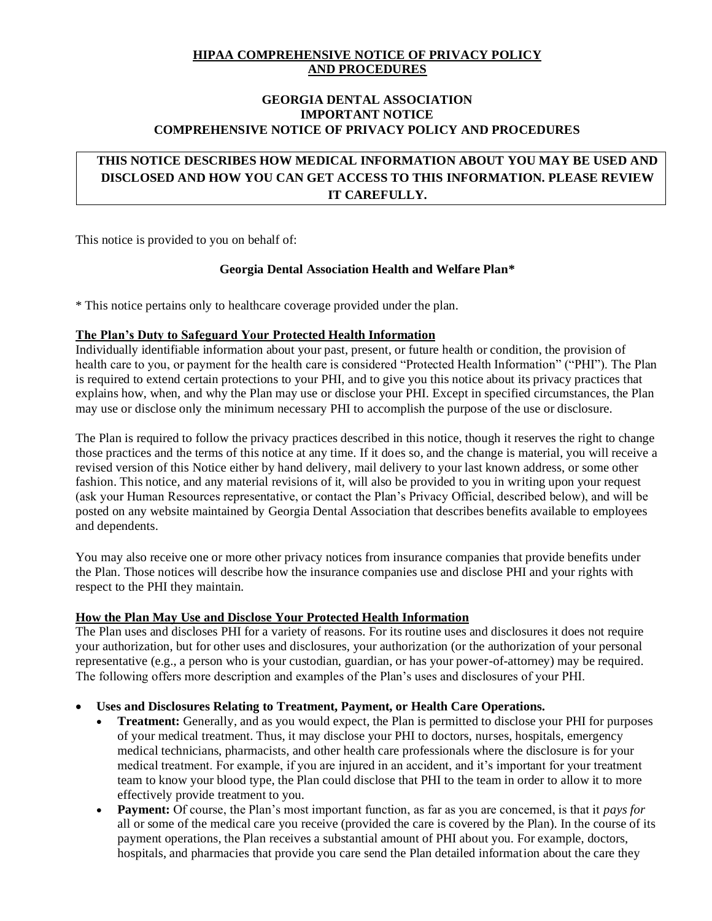**HIPAA COMPREHENSIVE NOTICE OF PRIVACY POLICY AND PROCEDURES**

**GEORGIA DENTAL ASSOCIATION**
**IMPORTANT NOTICE**
**COMPREHENSIVE NOTICE OF PRIVACY POLICY AND PROCEDURES**

**THIS NOTICE DESCRIBES HOW MEDICAL INFORMATION ABOUT YOU MAY BE USED AND DISCLOSED AND HOW YOU CAN GET ACCESS TO THIS INFORMATION. PLEASE REVIEW IT CAREFULLY.**

This notice is provided to you on behalf of:

**Georgia Dental Association Health and Welfare Plan***

* This notice pertains only to healthcare coverage provided under the plan.

**The Plan's Duty to Safeguard Your Protected Health Information**

Individually identifiable information about your past, present, or future health or condition, the provision of health care to you, or payment for the health care is considered "Protected Health Information" ("PHI"). The Plan is required to extend certain protections to your PHI, and to give you this notice about its privacy practices that explains how, when, and why the Plan may use or disclose your PHI. Except in specified circumstances, the Plan may use or disclose only the minimum necessary PHI to accomplish the purpose of the use or disclosure.

The Plan is required to follow the privacy practices described in this notice, though it reserves the right to change those practices and the terms of this notice at any time. If it does so, and the change is material, you will receive a revised version of this Notice either by hand delivery, mail delivery to your last known address, or some other fashion. This notice, and any material revisions of it, will also be provided to you in writing upon your request (ask your Human Resources representative, or contact the Plan's Privacy Official, described below), and will be posted on any website maintained by Georgia Dental Association that describes benefits available to employees and dependents.

You may also receive one or more other privacy notices from insurance companies that provide benefits under the Plan. Those notices will describe how the insurance companies use and disclose PHI and your rights with respect to the PHI they maintain.

**How the Plan May Use and Disclose Your Protected Health Information**

The Plan uses and discloses PHI for a variety of reasons. For its routine uses and disclosures it does not require your authorization, but for other uses and disclosures, your authorization (or the authorization of your personal representative (e.g., a person who is your custodian, guardian, or has your power-of-attorney) may be required. The following offers more description and examples of the Plan's uses and disclosures of your PHI.

- **Uses and Disclosures Relating to Treatment, Payment, or Health Care Operations.**
  - **Treatment:** Generally, and as you would expect, the Plan is permitted to disclose your PHI for purposes of your medical treatment. Thus, it may disclose your PHI to doctors, nurses, hospitals, emergency medical technicians, pharmacists, and other health care professionals where the disclosure is for your medical treatment. For example, if you are injured in an accident, and it's important for your treatment team to know your blood type, the Plan could disclose that PHI to the team in order to allow it to more effectively provide treatment to you.
  - **Payment:** Of course, the Plan's most important function, as far as you are concerned, is that it *pays for* all or some of the medical care you receive (provided the care is covered by the Plan). In the course of its payment operations, the Plan receives a substantial amount of PHI about you. For example, doctors, hospitals, and pharmacies that provide you care send the Plan detailed information about the care they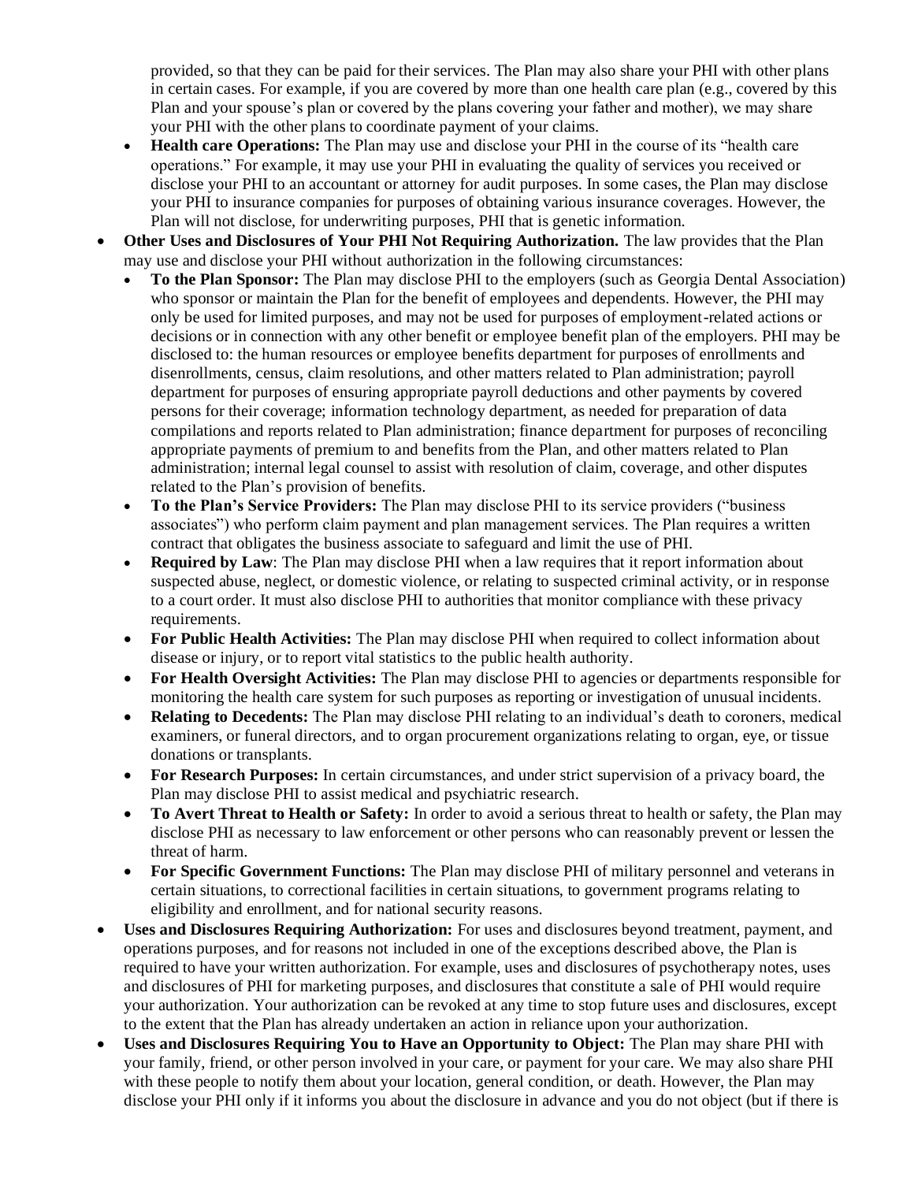provided, so that they can be paid for their services. The Plan may also share your PHI with other plans in certain cases. For example, if you are covered by more than one health care plan (e.g., covered by this Plan and your spouse's plan or covered by the plans covering your father and mother), we may share your PHI with the other plans to coordinate payment of your claims.
  - **Health care Operations:** The Plan may use and disclose your PHI in the course of its "health care operations." For example, it may use your PHI in evaluating the quality of services you received or disclose your PHI to an accountant or attorney for audit purposes. In some cases, the Plan may disclose your PHI to insurance companies for purposes of obtaining various insurance coverages. However, the Plan will not disclose, for underwriting purposes, PHI that is genetic information.
- **Other Uses and Disclosures of Your PHI Not Requiring Authorization.** The law provides that the Plan may use and disclose your PHI without authorization in the following circumstances:
  - **To the Plan Sponsor:** The Plan may disclose PHI to the employers (such as Georgia Dental Association) who sponsor or maintain the Plan for the benefit of employees and dependents. However, the PHI may only be used for limited purposes, and may not be used for purposes of employment-related actions or decisions or in connection with any other benefit or employee benefit plan of the employers. PHI may be disclosed to: the human resources or employee benefits department for purposes of enrollments and disenrollments, census, claim resolutions, and other matters related to Plan administration; payroll department for purposes of ensuring appropriate payroll deductions and other payments by covered persons for their coverage; information technology department, as needed for preparation of data compilations and reports related to Plan administration; finance department for purposes of reconciling appropriate payments of premium to and benefits from the Plan, and other matters related to Plan administration; internal legal counsel to assist with resolution of claim, coverage, and other disputes related to the Plan's provision of benefits.
  - **To the Plan's Service Providers:** The Plan may disclose PHI to its service providers ("business associates") who perform claim payment and plan management services. The Plan requires a written contract that obligates the business associate to safeguard and limit the use of PHI.
  - **Required by Law**: The Plan may disclose PHI when a law requires that it report information about suspected abuse, neglect, or domestic violence, or relating to suspected criminal activity, or in response to a court order. It must also disclose PHI to authorities that monitor compliance with these privacy requirements.
  - **For Public Health Activities:** The Plan may disclose PHI when required to collect information about disease or injury, or to report vital statistics to the public health authority.
  - **For Health Oversight Activities:** The Plan may disclose PHI to agencies or departments responsible for monitoring the health care system for such purposes as reporting or investigation of unusual incidents.
  - **Relating to Decedents:** The Plan may disclose PHI relating to an individual's death to coroners, medical examiners, or funeral directors, and to organ procurement organizations relating to organ, eye, or tissue donations or transplants.
  - **For Research Purposes:** In certain circumstances, and under strict supervision of a privacy board, the Plan may disclose PHI to assist medical and psychiatric research.
  - **To Avert Threat to Health or Safety:** In order to avoid a serious threat to health or safety, the Plan may disclose PHI as necessary to law enforcement or other persons who can reasonably prevent or lessen the threat of harm.
  - **For Specific Government Functions:** The Plan may disclose PHI of military personnel and veterans in certain situations, to correctional facilities in certain situations, to government programs relating to eligibility and enrollment, and for national security reasons.
- **Uses and Disclosures Requiring Authorization:** For uses and disclosures beyond treatment, payment, and operations purposes, and for reasons not included in one of the exceptions described above, the Plan is required to have your written authorization. For example, uses and disclosures of psychotherapy notes, uses and disclosures of PHI for marketing purposes, and disclosures that constitute a sale of PHI would require your authorization. Your authorization can be revoked at any time to stop future uses and disclosures, except to the extent that the Plan has already undertaken an action in reliance upon your authorization.
- **Uses and Disclosures Requiring You to Have an Opportunity to Object:** The Plan may share PHI with your family, friend, or other person involved in your care, or payment for your care. We may also share PHI with these people to notify them about your location, general condition, or death. However, the Plan may disclose your PHI only if it informs you about the disclosure in advance and you do not object (but if there is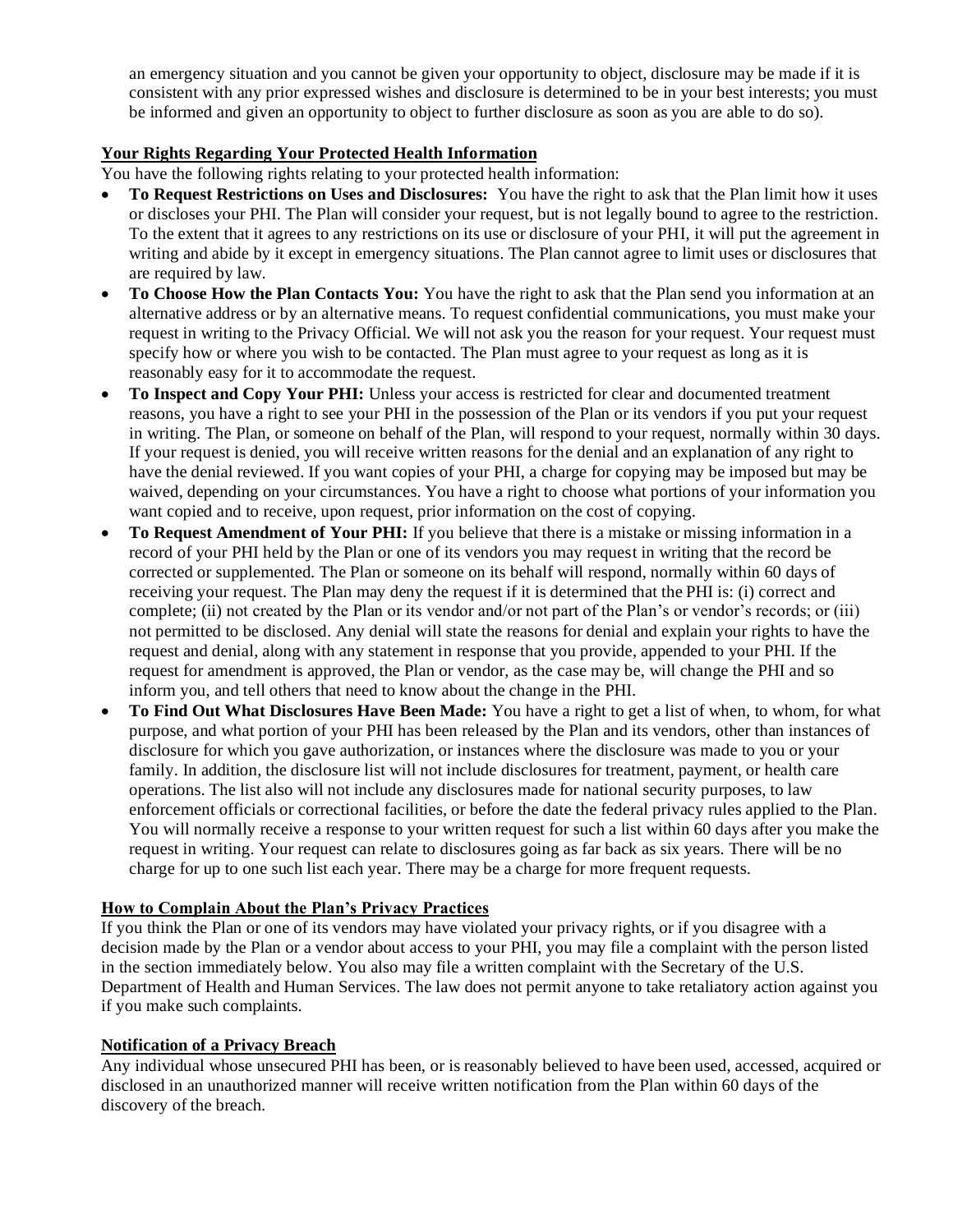an emergency situation and you cannot be given your opportunity to object, disclosure may be made if it is consistent with any prior expressed wishes and disclosure is determined to be in your best interests; you must be informed and given an opportunity to object to further disclosure as soon as you are able to do so).

**Your Rights Regarding Your Protected Health Information**

You have the following rights relating to your protected health information:

- **To Request Restrictions on Uses and Disclosures:** You have the right to ask that the Plan limit how it uses or discloses your PHI. The Plan will consider your request, but is not legally bound to agree to the restriction. To the extent that it agrees to any restrictions on its use or disclosure of your PHI, it will put the agreement in writing and abide by it except in emergency situations. The Plan cannot agree to limit uses or disclosures that are required by law.
- **To Choose How the Plan Contacts You:** You have the right to ask that the Plan send you information at an alternative address or by an alternative means. To request confidential communications, you must make your request in writing to the Privacy Official. We will not ask you the reason for your request. Your request must specify how or where you wish to be contacted. The Plan must agree to your request as long as it is reasonably easy for it to accommodate the request.
- **To Inspect and Copy Your PHI:** Unless your access is restricted for clear and documented treatment reasons, you have a right to see your PHI in the possession of the Plan or its vendors if you put your request in writing. The Plan, or someone on behalf of the Plan, will respond to your request, normally within 30 days. If your request is denied, you will receive written reasons for the denial and an explanation of any right to have the denial reviewed. If you want copies of your PHI, a charge for copying may be imposed but may be waived, depending on your circumstances. You have a right to choose what portions of your information you want copied and to receive, upon request, prior information on the cost of copying.
- **To Request Amendment of Your PHI:** If you believe that there is a mistake or missing information in a record of your PHI held by the Plan or one of its vendors you may request in writing that the record be corrected or supplemented. The Plan or someone on its behalf will respond, normally within 60 days of receiving your request. The Plan may deny the request if it is determined that the PHI is: (i) correct and complete; (ii) not created by the Plan or its vendor and/or not part of the Plan's or vendor's records; or (iii) not permitted to be disclosed. Any denial will state the reasons for denial and explain your rights to have the request and denial, along with any statement in response that you provide, appended to your PHI. If the request for amendment is approved, the Plan or vendor, as the case may be, will change the PHI and so inform you, and tell others that need to know about the change in the PHI.
- **To Find Out What Disclosures Have Been Made:** You have a right to get a list of when, to whom, for what purpose, and what portion of your PHI has been released by the Plan and its vendors, other than instances of disclosure for which you gave authorization, or instances where the disclosure was made to you or your family. In addition, the disclosure list will not include disclosures for treatment, payment, or health care operations. The list also will not include any disclosures made for national security purposes, to law enforcement officials or correctional facilities, or before the date the federal privacy rules applied to the Plan. You will normally receive a response to your written request for such a list within 60 days after you make the request in writing. Your request can relate to disclosures going as far back as six years. There will be no charge for up to one such list each year. There may be a charge for more frequent requests.

**How to Complain About the Plan's Privacy Practices**

If you think the Plan or one of its vendors may have violated your privacy rights, or if you disagree with a decision made by the Plan or a vendor about access to your PHI, you may file a complaint with the person listed in the section immediately below. You also may file a written complaint with the Secretary of the U.S. Department of Health and Human Services. The law does not permit anyone to take retaliatory action against you if you make such complaints.

**Notification of a Privacy Breach**

Any individual whose unsecured PHI has been, or is reasonably believed to have been used, accessed, acquired or disclosed in an unauthorized manner will receive written notification from the Plan within 60 days of the discovery of the breach.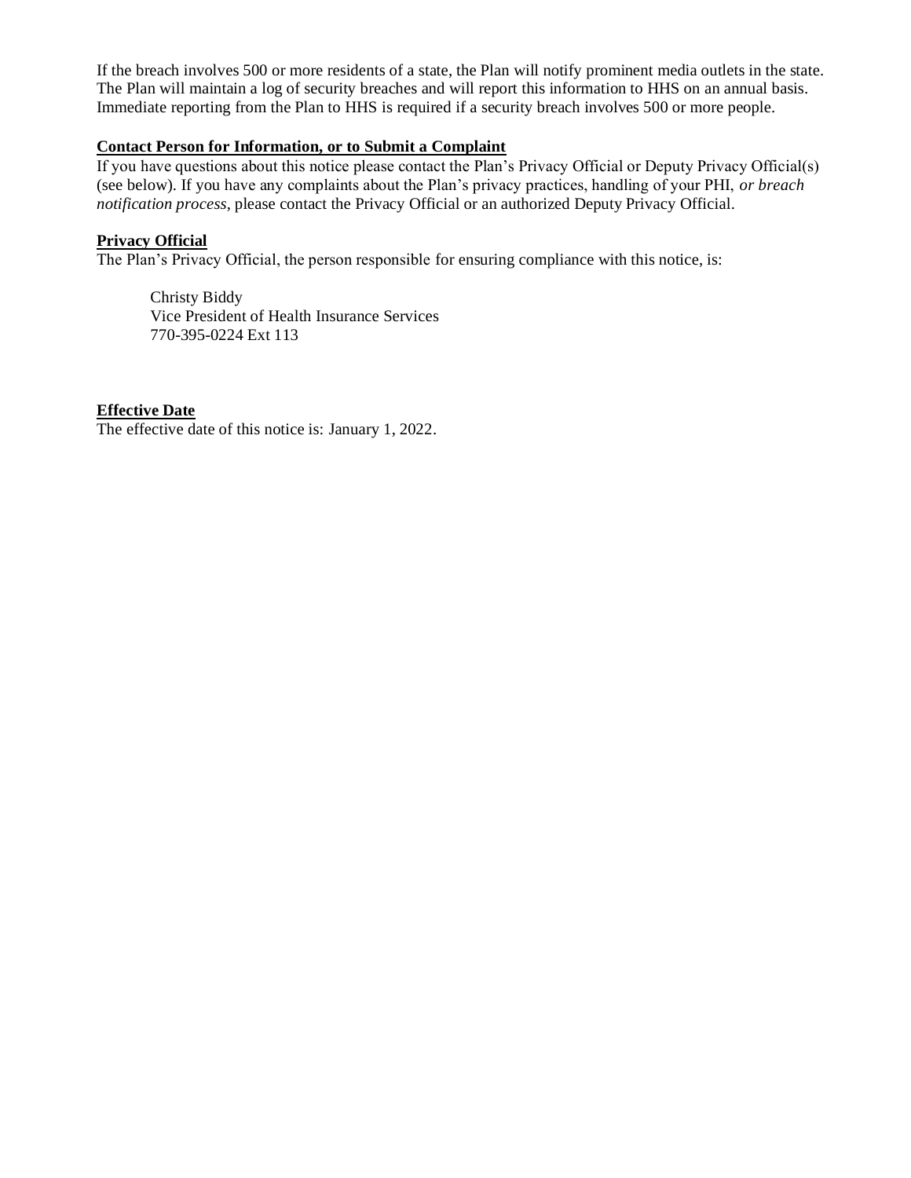If the breach involves 500 or more residents of a state, the Plan will notify prominent media outlets in the state. The Plan will maintain a log of security breaches and will report this information to HHS on an annual basis. Immediate reporting from the Plan to HHS is required if a security breach involves 500 or more people.

**Contact Person for Information, or to Submit a Complaint**

If you have questions about this notice please contact the Plan's Privacy Official or Deputy Privacy Official(s) (see below). If you have any complaints about the Plan's privacy practices, handling of your PHI, *or breach notification process*, please contact the Privacy Official or an authorized Deputy Privacy Official.

**Privacy Official**

The Plan's Privacy Official, the person responsible for ensuring compliance with this notice, is:

Christy Biddy
Vice President of Health Insurance Services
770-395-0224 Ext 113

**Effective Date**

The effective date of this notice is: January 1, 2022.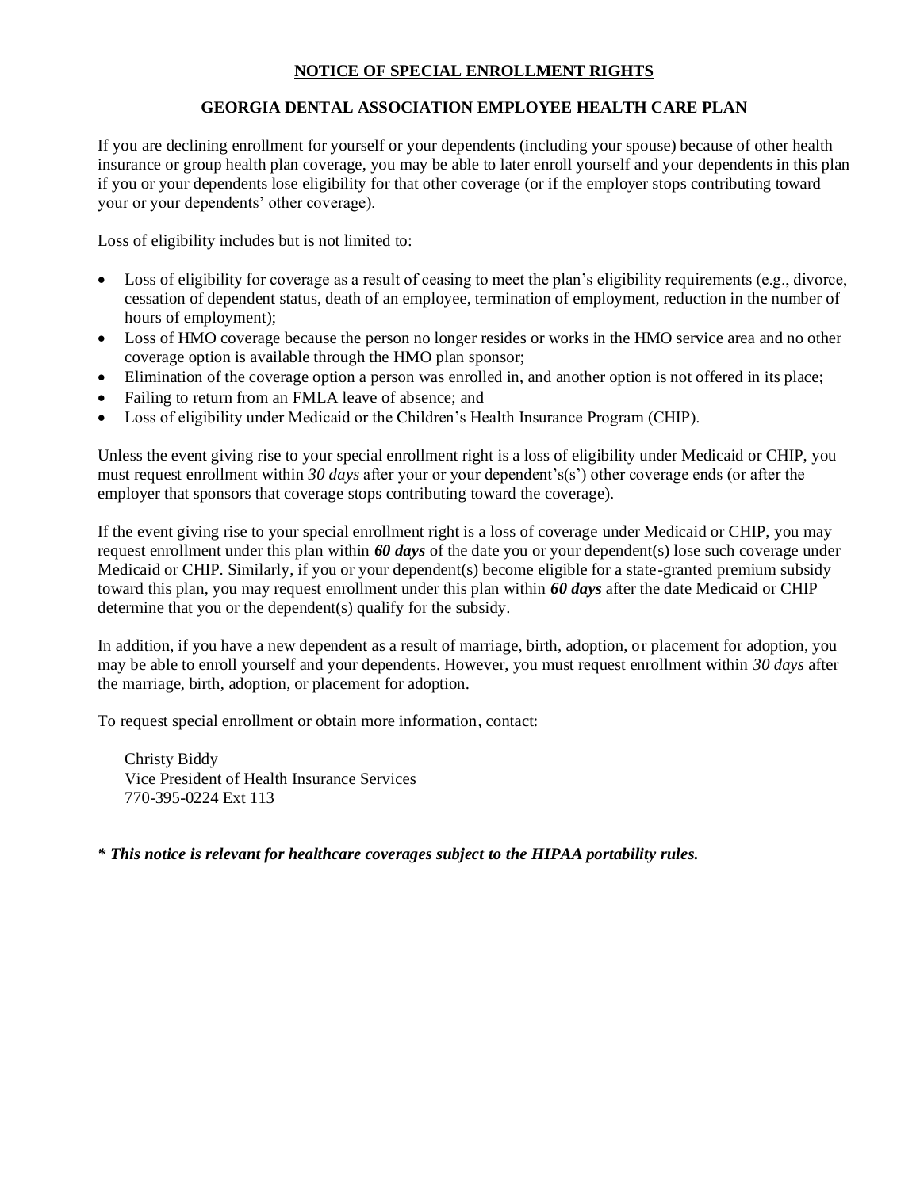# NOTICE OF SPECIAL ENROLLMENT RIGHTS

## GEORGIA DENTAL ASSOCIATION EMPLOYEE HEALTH CARE PLAN

If you are declining enrollment for yourself or your dependents (including your spouse) because of other health insurance or group health plan coverage, you may be able to later enroll yourself and your dependents in this plan if you or your dependents lose eligibility for that other coverage (or if the employer stops contributing toward your or your dependents' other coverage).

Loss of eligibility includes but is not limited to:

- Loss of eligibility for coverage as a result of ceasing to meet the plan's eligibility requirements (e.g., divorce, cessation of dependent status, death of an employee, termination of employment, reduction in the number of hours of employment);
- Loss of HMO coverage because the person no longer resides or works in the HMO service area and no other coverage option is available through the HMO plan sponsor;
- Elimination of the coverage option a person was enrolled in, and another option is not offered in its place;
- Failing to return from an FMLA leave of absence; and
- Loss of eligibility under Medicaid or the Children's Health Insurance Program (CHIP).

Unless the event giving rise to your special enrollment right is a loss of eligibility under Medicaid or CHIP, you must request enrollment within *30 days* after your or your dependent's(s') other coverage ends (or after the employer that sponsors that coverage stops contributing toward the coverage).

If the event giving rise to your special enrollment right is a loss of coverage under Medicaid or CHIP, you may request enrollment under this plan within ***60 days*** of the date you or your dependent(s) lose such coverage under Medicaid or CHIP. Similarly, if you or your dependent(s) become eligible for a state-granted premium subsidy toward this plan, you may request enrollment under this plan within ***60 days*** after the date Medicaid or CHIP determine that you or the dependent(s) qualify for the subsidy.

In addition, if you have a new dependent as a result of marriage, birth, adoption, or placement for adoption, you may be able to enroll yourself and your dependents. However, you must request enrollment within *30 days* after the marriage, birth, adoption, or placement for adoption.

To request special enrollment or obtain more information, contact:

Christy Biddy
Vice President of Health Insurance Services
770-395-0224 Ext 113

***\* This notice is relevant for healthcare coverages subject to the HIPAA portability rules.***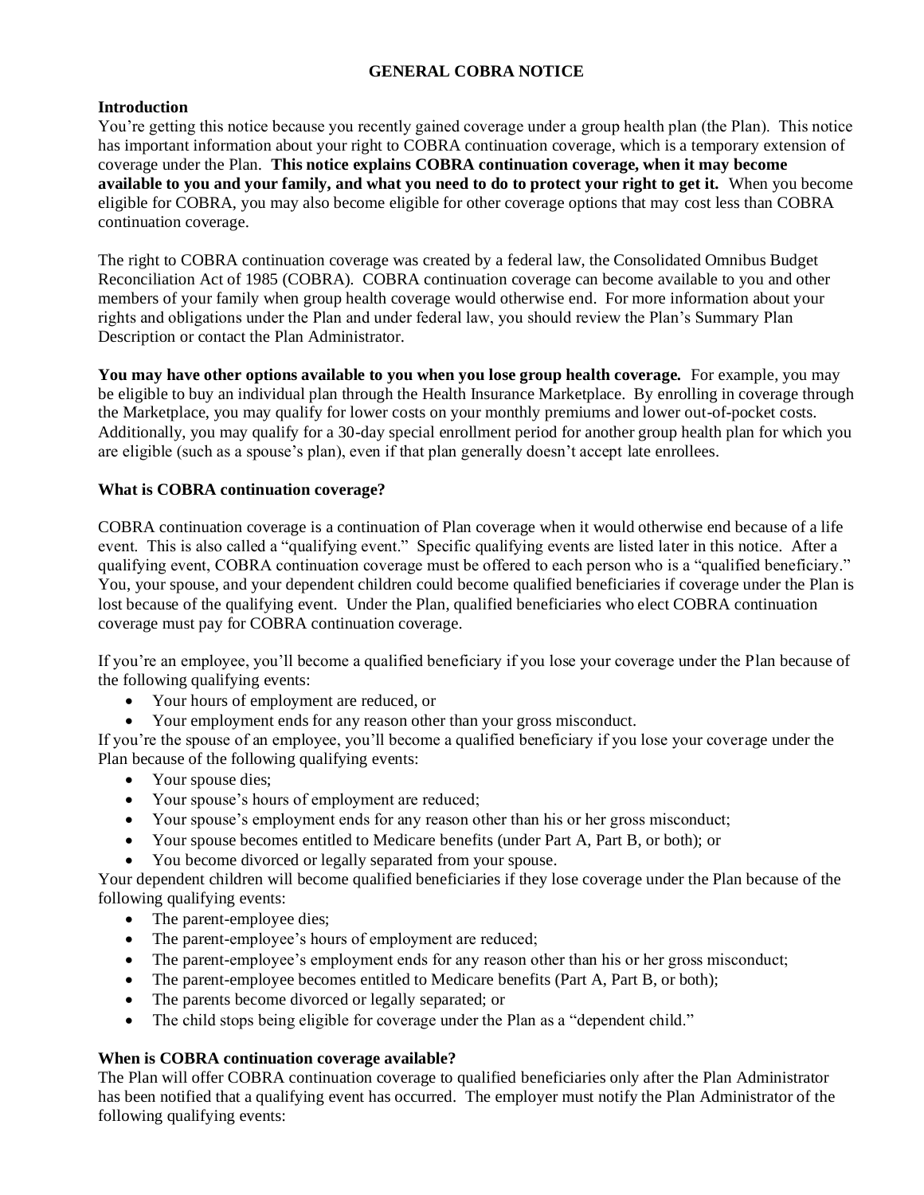# GENERAL COBRA NOTICE

### Introduction

You're getting this notice because you recently gained coverage under a group health plan (the Plan). This notice has important information about your right to COBRA continuation coverage, which is a temporary extension of coverage under the Plan. **This notice explains COBRA continuation coverage, when it may become available to you and your family, and what you need to do to protect your right to get it.** When you become eligible for COBRA, you may also become eligible for other coverage options that may cost less than COBRA continuation coverage.

The right to COBRA continuation coverage was created by a federal law, the Consolidated Omnibus Budget Reconciliation Act of 1985 (COBRA). COBRA continuation coverage can become available to you and other members of your family when group health coverage would otherwise end. For more information about your rights and obligations under the Plan and under federal law, you should review the Plan's Summary Plan Description or contact the Plan Administrator.

**You may have other options available to you when you lose group health coverage.** For example, you may be eligible to buy an individual plan through the Health Insurance Marketplace. By enrolling in coverage through the Marketplace, you may qualify for lower costs on your monthly premiums and lower out-of-pocket costs. Additionally, you may qualify for a 30-day special enrollment period for another group health plan for which you are eligible (such as a spouse's plan), even if that plan generally doesn't accept late enrollees.

### What is COBRA continuation coverage?

COBRA continuation coverage is a continuation of Plan coverage when it would otherwise end because of a life event. This is also called a "qualifying event." Specific qualifying events are listed later in this notice. After a qualifying event, COBRA continuation coverage must be offered to each person who is a "qualified beneficiary." You, your spouse, and your dependent children could become qualified beneficiaries if coverage under the Plan is lost because of the qualifying event. Under the Plan, qualified beneficiaries who elect COBRA continuation coverage must pay for COBRA continuation coverage.

If you're an employee, you'll become a qualified beneficiary if you lose your coverage under the Plan because of the following qualifying events:

- Your hours of employment are reduced, or
- Your employment ends for any reason other than your gross misconduct.

If you're the spouse of an employee, you'll become a qualified beneficiary if you lose your coverage under the Plan because of the following qualifying events:

- Your spouse dies;
- Your spouse's hours of employment are reduced;
- Your spouse's employment ends for any reason other than his or her gross misconduct;
- Your spouse becomes entitled to Medicare benefits (under Part A, Part B, or both); or
- You become divorced or legally separated from your spouse.

Your dependent children will become qualified beneficiaries if they lose coverage under the Plan because of the following qualifying events:

- The parent-employee dies;
- The parent-employee's hours of employment are reduced;
- The parent-employee's employment ends for any reason other than his or her gross misconduct;
- The parent-employee becomes entitled to Medicare benefits (Part A, Part B, or both);
- The parents become divorced or legally separated; or
- The child stops being eligible for coverage under the Plan as a "dependent child."

### When is COBRA continuation coverage available?

The Plan will offer COBRA continuation coverage to qualified beneficiaries only after the Plan Administrator has been notified that a qualifying event has occurred. The employer must notify the Plan Administrator of the following qualifying events: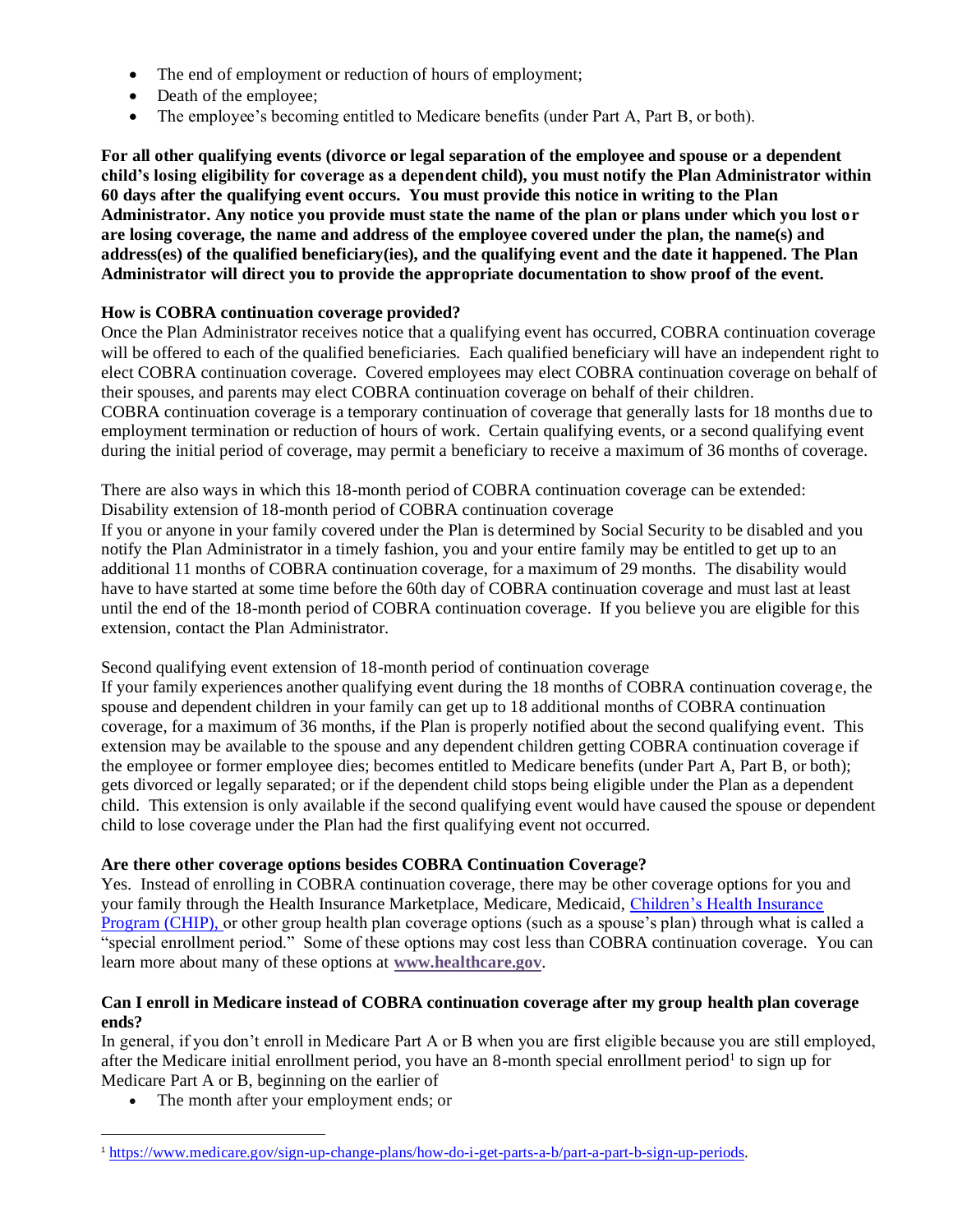- The end of employment or reduction of hours of employment;
- Death of the employee;
- The employee's becoming entitled to Medicare benefits (under Part A, Part B, or both).

**For all other qualifying events (divorce or legal separation of the employee and spouse or a dependent child's losing eligibility for coverage as a dependent child), you must notify the Plan Administrator within 60 days after the qualifying event occurs. You must provide this notice in writing to the Plan Administrator. Any notice you provide must state the name of the plan or plans under which you lost or are losing coverage, the name and address of the employee covered under the plan, the name(s) and address(es) of the qualified beneficiary(ies), and the qualifying event and the date it happened. The Plan Administrator will direct you to provide the appropriate documentation to show proof of the event.**

**How is COBRA continuation coverage provided?**

Once the Plan Administrator receives notice that a qualifying event has occurred, COBRA continuation coverage will be offered to each of the qualified beneficiaries. Each qualified beneficiary will have an independent right to elect COBRA continuation coverage. Covered employees may elect COBRA continuation coverage on behalf of their spouses, and parents may elect COBRA continuation coverage on behalf of their children.

COBRA continuation coverage is a temporary continuation of coverage that generally lasts for 18 months due to employment termination or reduction of hours of work. Certain qualifying events, or a second qualifying event during the initial period of coverage, may permit a beneficiary to receive a maximum of 36 months of coverage.

There are also ways in which this 18-month period of COBRA continuation coverage can be extended:

Disability extension of 18-month period of COBRA continuation coverage

If you or anyone in your family covered under the Plan is determined by Social Security to be disabled and you notify the Plan Administrator in a timely fashion, you and your entire family may be entitled to get up to an additional 11 months of COBRA continuation coverage, for a maximum of 29 months. The disability would have to have started at some time before the 60th day of COBRA continuation coverage and must last at least until the end of the 18-month period of COBRA continuation coverage. If you believe you are eligible for this extension, contact the Plan Administrator.

Second qualifying event extension of 18-month period of continuation coverage

If your family experiences another qualifying event during the 18 months of COBRA continuation coverage, the spouse and dependent children in your family can get up to 18 additional months of COBRA continuation coverage, for a maximum of 36 months, if the Plan is properly notified about the second qualifying event. This extension may be available to the spouse and any dependent children getting COBRA continuation coverage if the employee or former employee dies; becomes entitled to Medicare benefits (under Part A, Part B, or both); gets divorced or legally separated; or if the dependent child stops being eligible under the Plan as a dependent child. This extension is only available if the second qualifying event would have caused the spouse or dependent child to lose coverage under the Plan had the first qualifying event not occurred.

**Are there other coverage options besides COBRA Continuation Coverage?**

Yes. Instead of enrolling in COBRA continuation coverage, there may be other coverage options for you and your family through the Health Insurance Marketplace, Medicare, Medicaid, Children's Health Insurance Program (CHIP), or other group health plan coverage options (such as a spouse's plan) through what is called a "special enrollment period." Some of these options may cost less than COBRA continuation coverage. You can learn more about many of these options at **www.healthcare.gov**.

**Can I enroll in Medicare instead of COBRA continuation coverage after my group health plan coverage ends?**

In general, if you don't enroll in Medicare Part A or B when you are first eligible because you are still employed, after the Medicare initial enrollment period, you have an 8-month special enrollment period[1] to sign up for Medicare Part A or B, beginning on the earlier of

- The month after your employment ends; or

[1] https://www.medicare.gov/sign-up-change-plans/how-do-i-get-parts-a-b/part-a-part-b-sign-up-periods.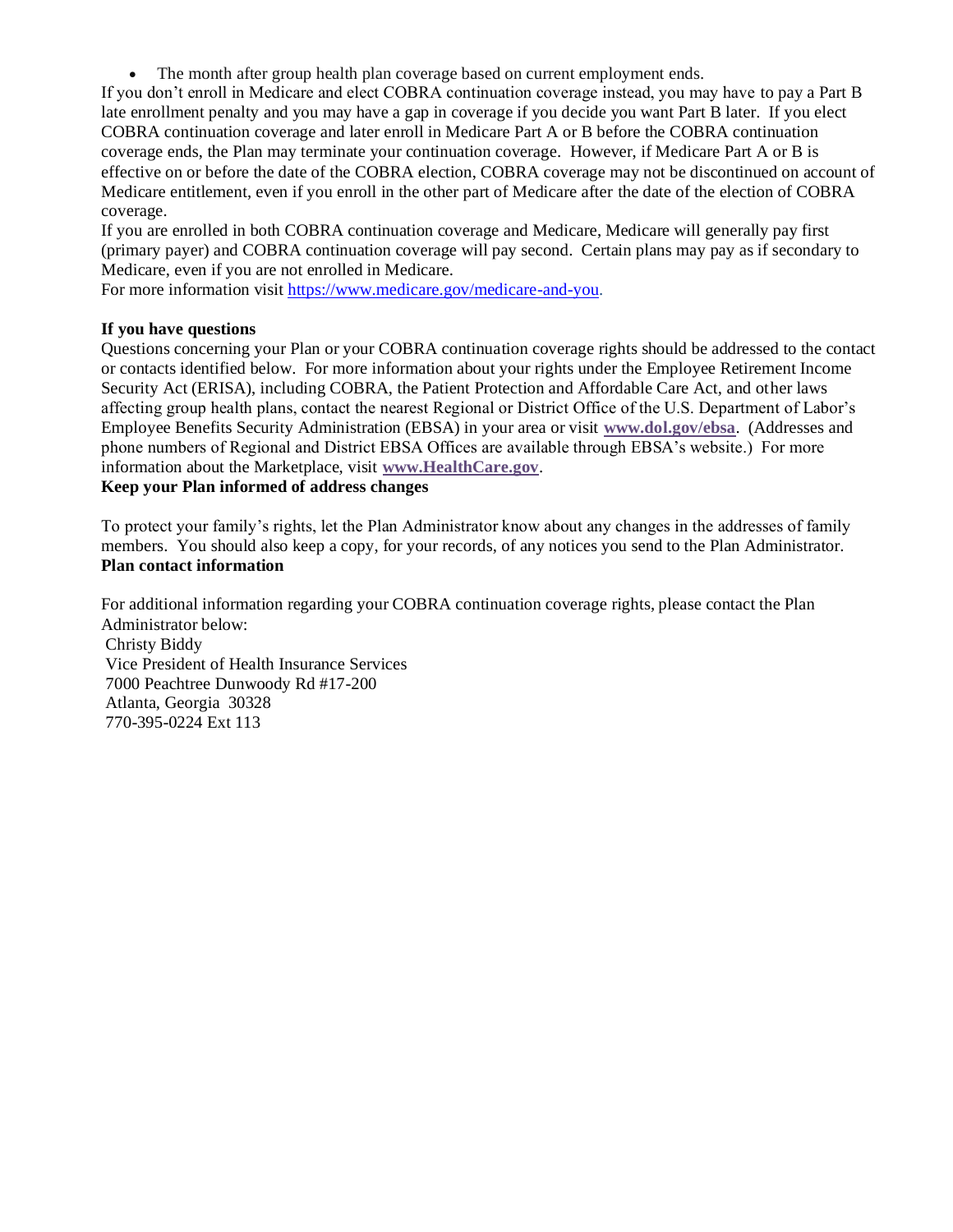- The month after group health plan coverage based on current employment ends.

If you don't enroll in Medicare and elect COBRA continuation coverage instead, you may have to pay a Part B late enrollment penalty and you may have a gap in coverage if you decide you want Part B later. If you elect COBRA continuation coverage and later enroll in Medicare Part A or B before the COBRA continuation coverage ends, the Plan may terminate your continuation coverage. However, if Medicare Part A or B is effective on or before the date of the COBRA election, COBRA coverage may not be discontinued on account of Medicare entitlement, even if you enroll in the other part of Medicare after the date of the election of COBRA coverage.

If you are enrolled in both COBRA continuation coverage and Medicare, Medicare will generally pay first (primary payer) and COBRA continuation coverage will pay second. Certain plans may pay as if secondary to Medicare, even if you are not enrolled in Medicare.

For more information visit https://www.medicare.gov/medicare-and-you.

**If you have questions**

Questions concerning your Plan or your COBRA continuation coverage rights should be addressed to the contact or contacts identified below. For more information about your rights under the Employee Retirement Income Security Act (ERISA), including COBRA, the Patient Protection and Affordable Care Act, and other laws affecting group health plans, contact the nearest Regional or District Office of the U.S. Department of Labor's Employee Benefits Security Administration (EBSA) in your area or visit **www.dol.gov/ebsa**. (Addresses and phone numbers of Regional and District EBSA Offices are available through EBSA's website.) For more information about the Marketplace, visit **www.HealthCare.gov**.

**Keep your Plan informed of address changes**

To protect your family's rights, let the Plan Administrator know about any changes in the addresses of family members. You should also keep a copy, for your records, of any notices you send to the Plan Administrator.

**Plan contact information**

For additional information regarding your COBRA continuation coverage rights, please contact the Plan Administrator below:

Christy Biddy
Vice President of Health Insurance Services
7000 Peachtree Dunwoody Rd #17-200
Atlanta, Georgia 30328
770-395-0224 Ext 113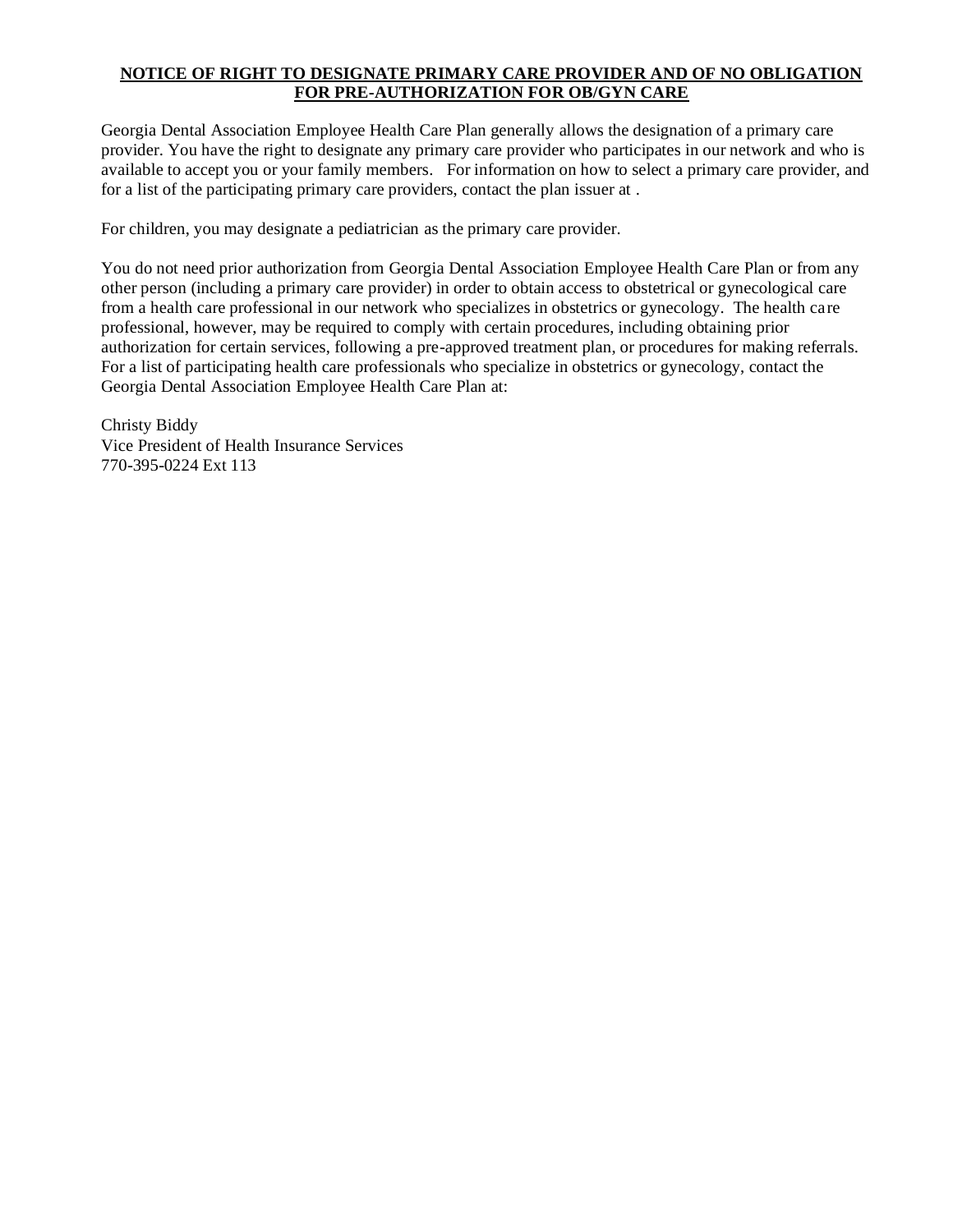**NOTICE OF RIGHT TO DESIGNATE PRIMARY CARE PROVIDER AND OF NO OBLIGATION FOR PRE-AUTHORIZATION FOR OB/GYN CARE**

Georgia Dental Association Employee Health Care Plan generally allows the designation of a primary care provider. You have the right to designate any primary care provider who participates in our network and who is available to accept you or your family members. For information on how to select a primary care provider, and for a list of the participating primary care providers, contact the plan issuer at .

For children, you may designate a pediatrician as the primary care provider.

You do not need prior authorization from Georgia Dental Association Employee Health Care Plan or from any other person (including a primary care provider) in order to obtain access to obstetrical or gynecological care from a health care professional in our network who specializes in obstetrics or gynecology. The health care professional, however, may be required to comply with certain procedures, including obtaining prior authorization for certain services, following a pre-approved treatment plan, or procedures for making referrals. For a list of participating health care professionals who specialize in obstetrics or gynecology, contact the Georgia Dental Association Employee Health Care Plan at:

Christy Biddy  
Vice President of Health Insurance Services  
770-395-0224 Ext 113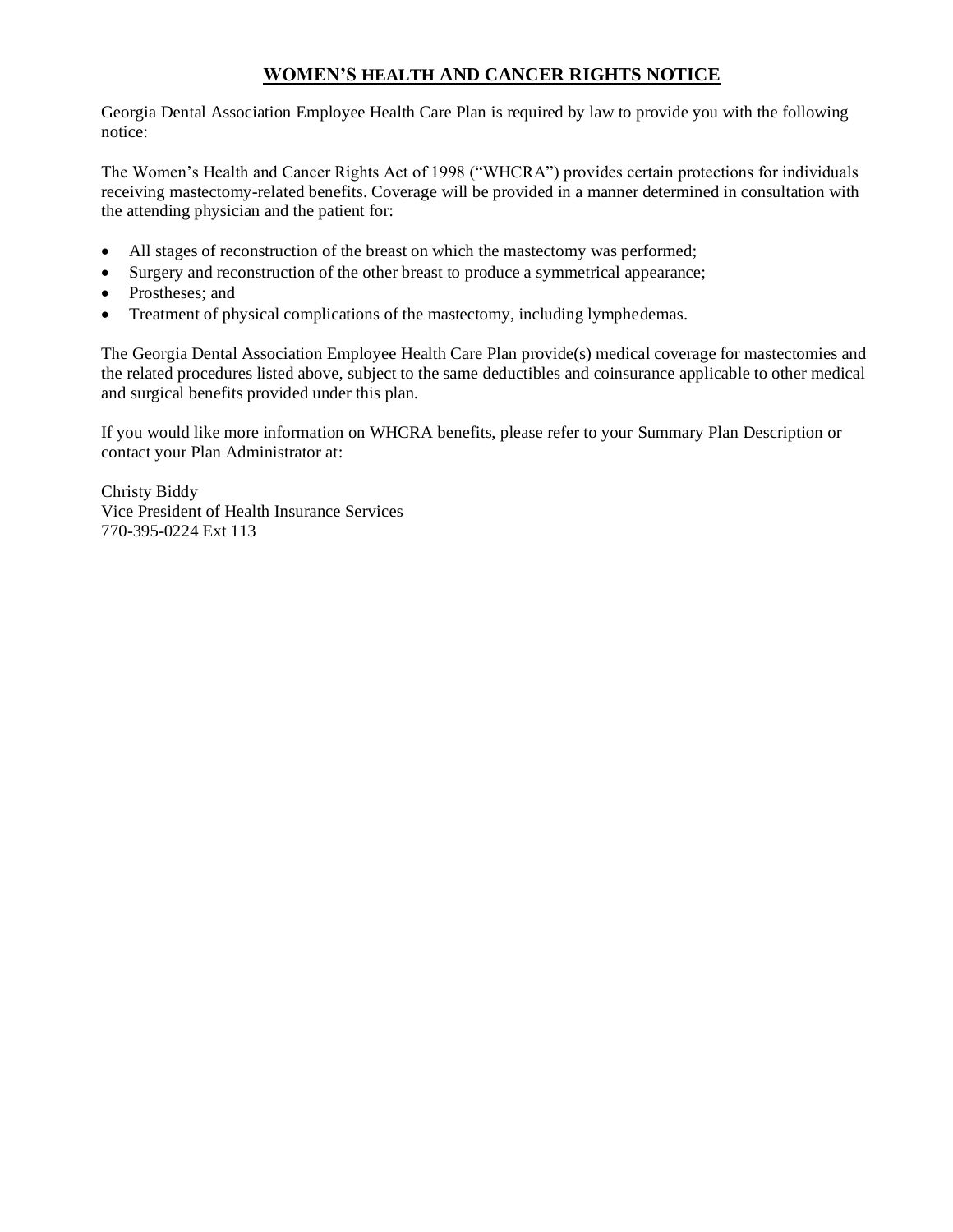# **WOMEN'S HEALTH AND CANCER RIGHTS NOTICE**

Georgia Dental Association Employee Health Care Plan is required by law to provide you with the following notice:

The Women's Health and Cancer Rights Act of 1998 ("WHCRA") provides certain protections for individuals receiving mastectomy-related benefits. Coverage will be provided in a manner determined in consultation with the attending physician and the patient for:

- All stages of reconstruction of the breast on which the mastectomy was performed;
- Surgery and reconstruction of the other breast to produce a symmetrical appearance;
- Prostheses; and
- Treatment of physical complications of the mastectomy, including lymphedemas.

The Georgia Dental Association Employee Health Care Plan provide(s) medical coverage for mastectomies and the related procedures listed above, subject to the same deductibles and coinsurance applicable to other medical and surgical benefits provided under this plan.

If you would like more information on WHCRA benefits, please refer to your Summary Plan Description or contact your Plan Administrator at:

Christy Biddy
Vice President of Health Insurance Services
770-395-0224 Ext 113